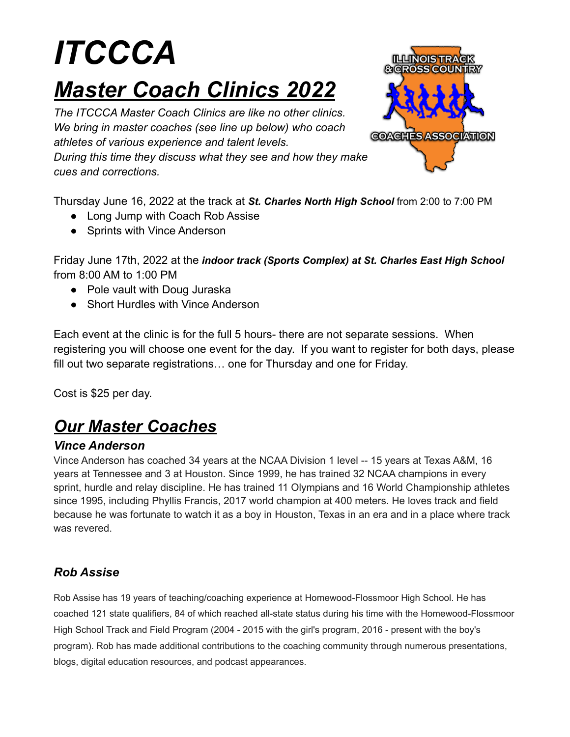# ***ITCCCA***

## ***Master Coach Clinics 2022***

*The ITCCCA Master Coach Clinics are like no other clinics. We bring in master coaches (see line up below) who coach athletes of various experience and talent levels. During this time they discuss what they see and how they make cues and corrections.*

Thursday June 16, 2022 at the track at ***St. Charles North High School*** from 2:00 to 7:00 PM

- Long Jump with Coach Rob Assise
- Sprints with Vince Anderson

Friday June 17th, 2022 at the ***indoor track (Sports Complex) at St. Charles East High School*** from 8:00 AM to 1:00 PM

- Pole vault with Doug Juraska
- Short Hurdles with Vince Anderson

Each event at the clinic is for the full 5 hours- there are not separate sessions. When registering you will choose one event for the day. If you want to register for both days, please fill out two separate registrations… one for Thursday and one for Friday.

Cost is $25 per day.

## ***Our Master Coaches***

### ***Vince Anderson***

Vince Anderson has coached 34 years at the NCAA Division 1 level -- 15 years at Texas A&M, 16 years at Tennessee and 3 at Houston. Since 1999, he has trained 32 NCAA champions in every sprint, hurdle and relay discipline. He has trained 11 Olympians and 16 World Championship athletes since 1995, including Phyllis Francis, 2017 world champion at 400 meters. He loves track and field because he was fortunate to watch it as a boy in Houston, Texas in an era and in a place where track was revered.

### ***Rob Assise***

Rob Assise has 19 years of teaching/coaching experience at Homewood-Flossmoor High School. He has coached 121 state qualifiers, 84 of which reached all-state status during his time with the Homewood-Flossmoor High School Track and Field Program (2004 - 2015 with the girl's program, 2016 - present with the boy's program). Rob has made additional contributions to the coaching community through numerous presentations, blogs, digital education resources, and podcast appearances.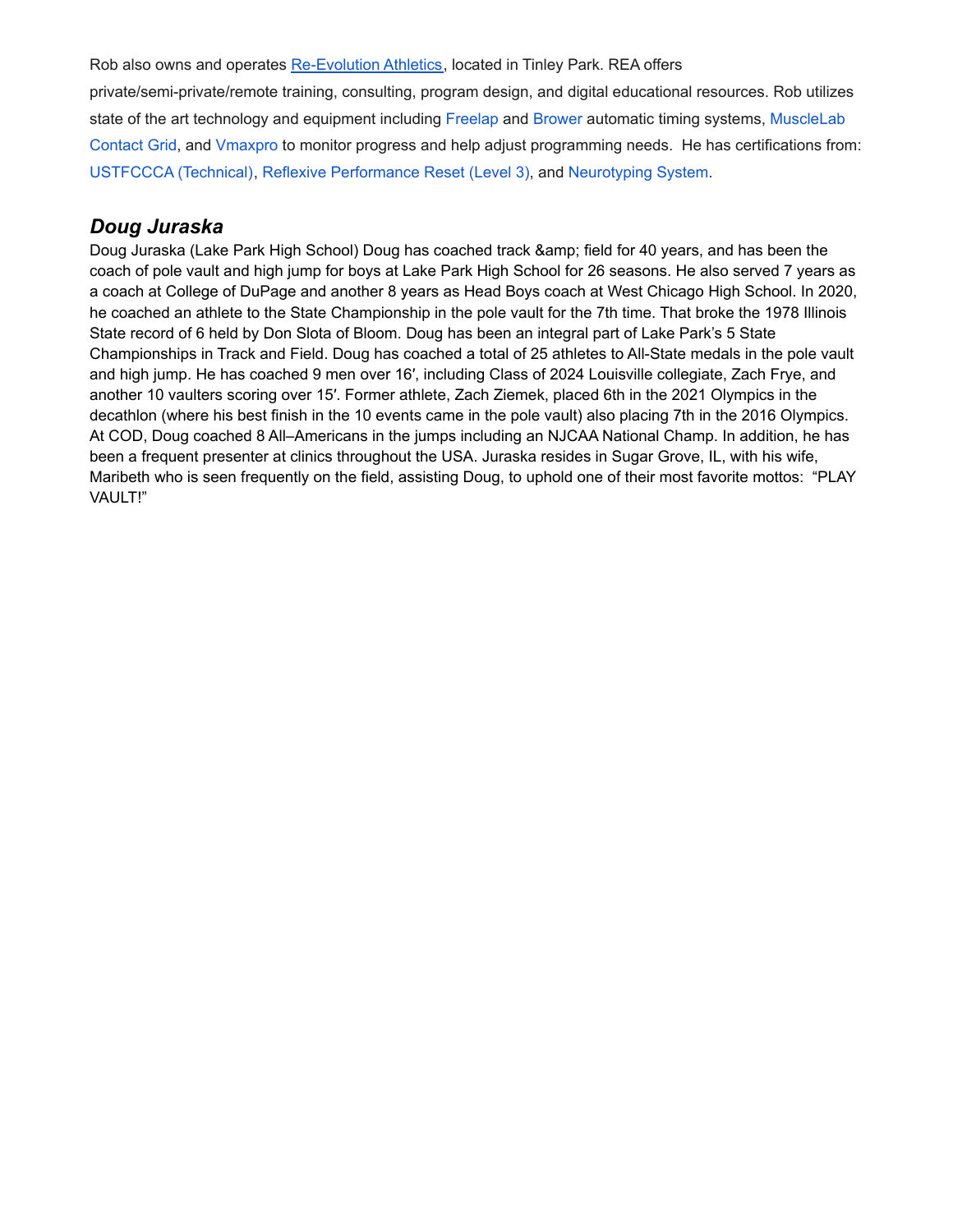Rob also owns and operates [Re-Evolution Athletics](), located in Tinley Park. REA offers private/semi-private/remote training, consulting, program design, and digital educational resources. Rob utilizes state of the art technology and equipment including Freelap and Brower automatic timing systems, MuscleLab Contact Grid, and Vmaxpro to monitor progress and help adjust programming needs. He has certifications from: USTFCCCA (Technical), Reflexive Performance Reset (Level 3), and Neurotyping System.

## *Doug Juraska*

Doug Juraska (Lake Park High School) Doug has coached track &amp; field for 40 years, and has been the coach of pole vault and high jump for boys at Lake Park High School for 26 seasons. He also served 7 years as a coach at College of DuPage and another 8 years as Head Boys coach at West Chicago High School. In 2020, he coached an athlete to the State Championship in the pole vault for the 7th time. That broke the 1978 Illinois State record of 6 held by Don Slota of Bloom. Doug has been an integral part of Lake Park's 5 State Championships in Track and Field. Doug has coached a total of 25 athletes to All-State medals in the pole vault and high jump. He has coached 9 men over 16′, including Class of 2024 Louisville collegiate, Zach Frye, and another 10 vaulters scoring over 15′. Former athlete, Zach Ziemek, placed 6th in the 2021 Olympics in the decathlon (where his best finish in the 10 events came in the pole vault) also placing 7th in the 2016 Olympics. At COD, Doug coached 8 All–Americans in the jumps including an NJCAA National Champ. In addition, he has been a frequent presenter at clinics throughout the USA. Juraska resides in Sugar Grove, IL, with his wife, Maribeth who is seen frequently on the field, assisting Doug, to uphold one of their most favorite mottos: "PLAY VAULT!"